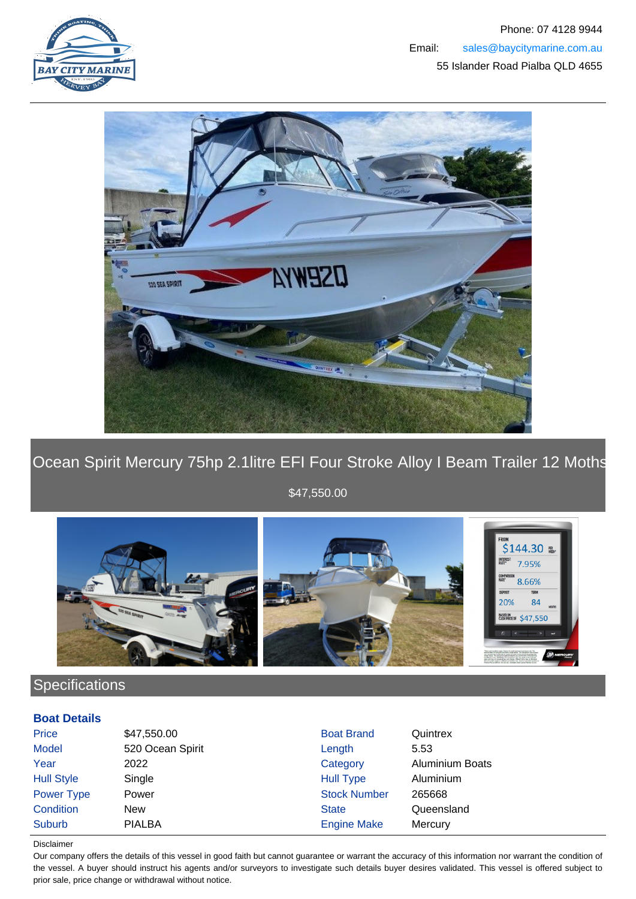Phone: 07 4128 9944

Email: sales@baycitymarine.com.au

55 Islander Road Pialba QLD 4655

# Ocean Spirit Mercury 75hp 2.1litre EFI Four Stroke Alloy I Beam Trailer 12 Moths

$47,550.00

## Specifications

### Boat Details

| | | | |
|---|---|---|---|
| Price | $47,550.00 | Boat Brand | Quintrex |
| Model | 520 Ocean Spirit | Length | 5.53 |
| Year | 2022 | Category | Aluminium Boats |
| Hull Style | Single | Hull Type | Aluminium |
| Power Type | Power | Stock Number | 265668 |
| Condition | New | State | Queensland |
| Suburb | PIALBA | Engine Make | Mercury |

Disclaimer

Our company offers the details of this vessel in good faith but cannot guarantee or warrant the accuracy of this information nor warrant the condition of the vessel. A buyer should instruct his agents and/or surveyors to investigate such details buyer desires validated. This vessel is offered subject to prior sale, price change or withdrawal without notice.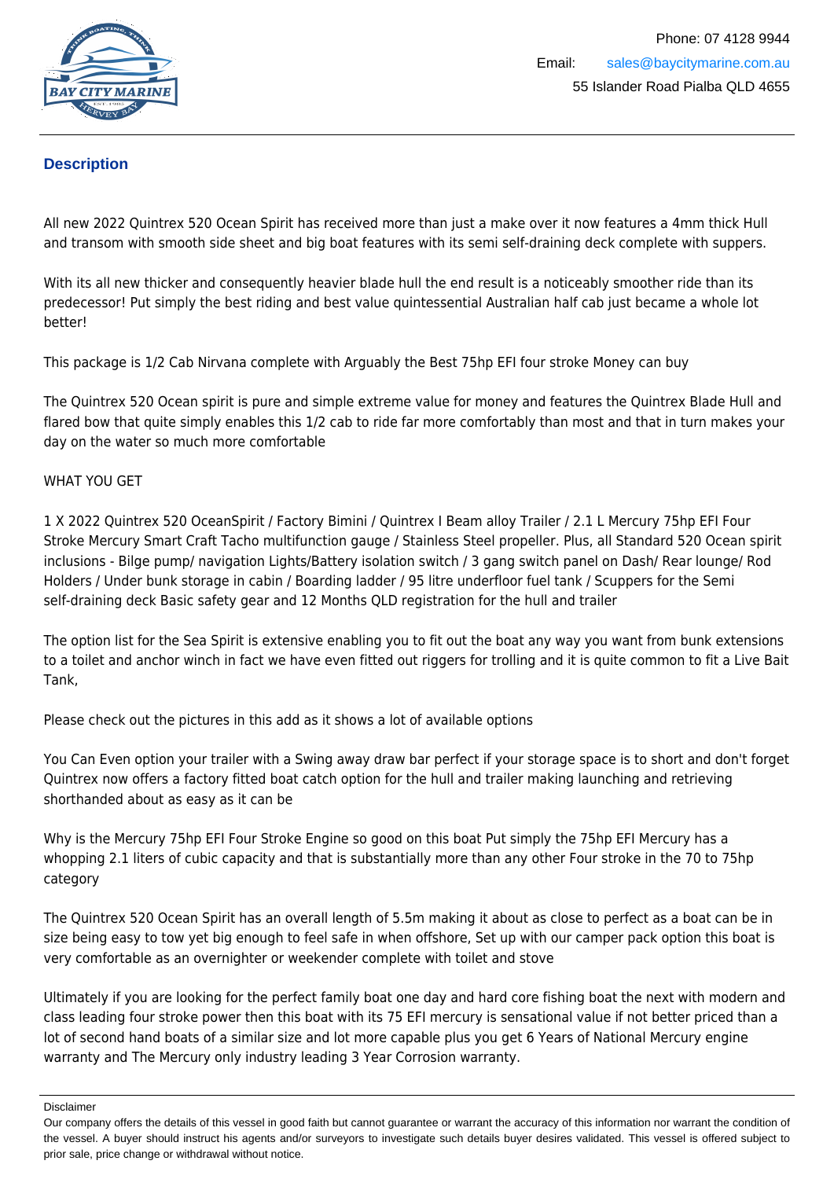## Description

All new 2022 Quintrex 520 Ocean Spirit has received more than just a make over it now features a 4mm thick Hull and transom with smooth side sheet and big boat features with its semi self-draining deck complete with suppers.

With its all new thicker and consequently heavier blade hull the end result is a noticeably smoother ride than its predecessor! Put simply the best riding and best value quintessential Australian half cab just became a whole lot better!

This package is 1/2 Cab Nirvana complete with Arguably the Best 75hp EFI four stroke Money can buy

The Quintrex 520 Ocean spirit is pure and simple extreme value for money and features the Quintrex Blade Hull and flared bow that quite simply enables this 1/2 cab to ride far more comfortably than most and that in turn makes your day on the water so much more comfortable

WHAT YOU GET

1 X 2022 Quintrex 520 OceanSpirit / Factory Bimini / Quintrex I Beam alloy Trailer / 2.1 L Mercury 75hp EFI Four Stroke Mercury Smart Craft Tacho multifunction gauge / Stainless Steel propeller. Plus, all Standard 520 Ocean spirit inclusions - Bilge pump/ navigation Lights/Battery isolation switch / 3 gang switch panel on Dash/ Rear lounge/ Rod Holders / Under bunk storage in cabin / Boarding ladder / 95 litre underfloor fuel tank / Scuppers for the Semi self-draining deck Basic safety gear and 12 Months QLD registration for the hull and trailer

The option list for the Sea Spirit is extensive enabling you to fit out the boat any way you want from bunk extensions to a toilet and anchor winch in fact we have even fitted out riggers for trolling and it is quite common to fit a Live Bait Tank,

Please check out the pictures in this add as it shows a lot of available options

You Can Even option your trailer with a Swing away draw bar perfect if your storage space is to short and don't forget Quintrex now offers a factory fitted boat catch option for the hull and trailer making launching and retrieving shorthanded about as easy as it can be

Why is the Mercury 75hp EFI Four Stroke Engine so good on this boat Put simply the 75hp EFI Mercury has a whopping 2.1 liters of cubic capacity and that is substantially more than any other Four stroke in the 70 to 75hp category

The Quintrex 520 Ocean Spirit has an overall length of 5.5m making it about as close to perfect as a boat can be in size being easy to tow yet big enough to feel safe in when offshore, Set up with our camper pack option this boat is very comfortable as an overnighter or weekender complete with toilet and stove

Ultimately if you are looking for the perfect family boat one day and hard core fishing boat the next with modern and class leading four stroke power then this boat with its 75 EFI mercury is sensational value if not better priced than a lot of second hand boats of a similar size and lot more capable plus you get 6 Years of National Mercury engine warranty and The Mercury only industry leading 3 Year Corrosion warranty.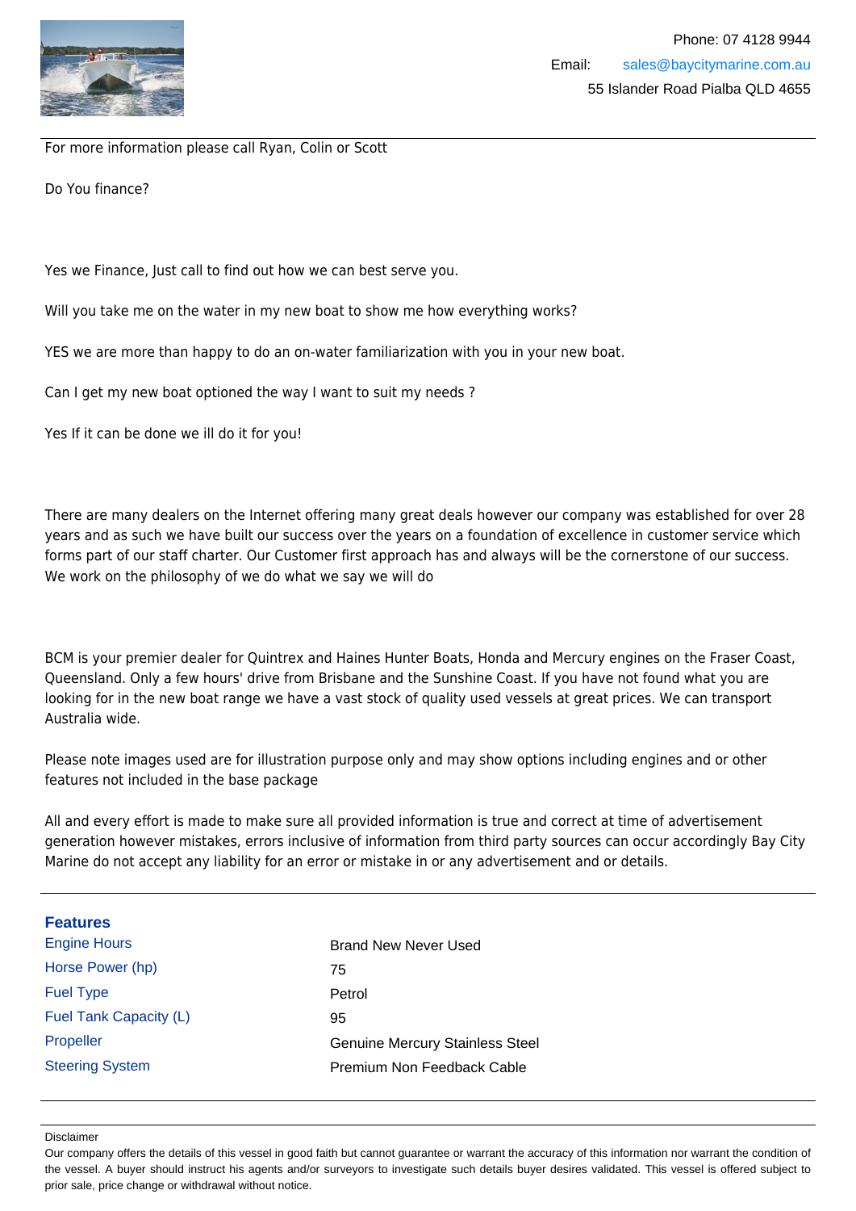Phone: 07 4128 9944

Email: sales@baycitymarine.com.au

55 Islander Road Pialba QLD 4655

For more information please call Ryan, Colin or Scott

Do You finance?

Yes we Finance, Just call to find out how we can best serve you.

Will you take me on the water in my new boat to show me how everything works?

YES we are more than happy to do an on-water familiarization with you in your new boat.

Can I get my new boat optioned the way I want to suit my needs ?

Yes If it can be done we ill do it for you!

There are many dealers on the Internet offering many great deals however our company was established for over 28 years and as such we have built our success over the years on a foundation of excellence in customer service which forms part of our staff charter. Our Customer first approach has and always will be the cornerstone of our success. We work on the philosophy of we do what we say we will do

BCM is your premier dealer for Quintrex and Haines Hunter Boats, Honda and Mercury engines on the Fraser Coast, Queensland. Only a few hours' drive from Brisbane and the Sunshine Coast. If you have not found what you are looking for in the new boat range we have a vast stock of quality used vessels at great prices. We can transport Australia wide.

Please note images used are for illustration purpose only and may show options including engines and or other features not included in the base package

All and every effort is made to make sure all provided information is true and correct at time of advertisement generation however mistakes, errors inclusive of information from third party sources can occur accordingly Bay City Marine do not accept any liability for an error or mistake in or any advertisement and or details.

## Features

| | |
|---|---|
| Engine Hours | Brand New Never Used |
| Horse Power (hp) | 75 |
| Fuel Type | Petrol |
| Fuel Tank Capacity (L) | 95 |
| Propeller | Genuine Mercury Stainless Steel |
| Steering System | Premium Non Feedback Cable |

Disclaimer

Our company offers the details of this vessel in good faith but cannot guarantee or warrant the accuracy of this information nor warrant the condition of the vessel. A buyer should instruct his agents and/or surveyors to investigate such details buyer desires validated. This vessel is offered subject to prior sale, price change or withdrawal without notice.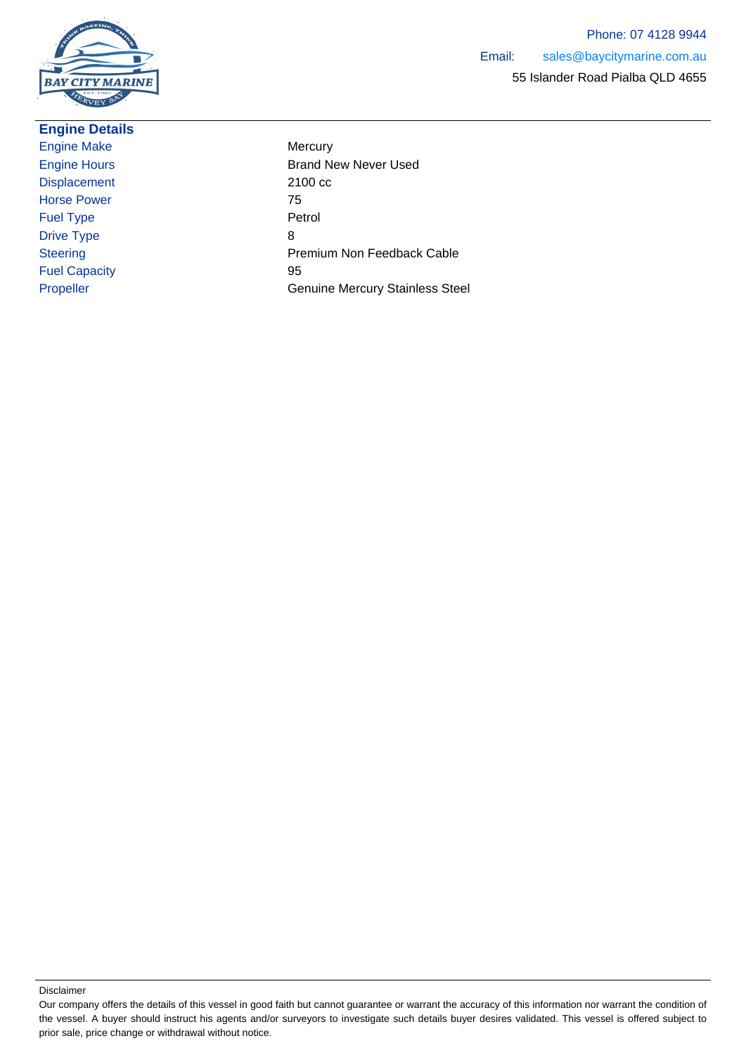Phone: 07 4128 9944

Email: sales@baycitymarine.com.au

55 Islander Road Pialba QLD 4655

## Engine Details

| | |
|---|---|
| Engine Make | Mercury |
| Engine Hours | Brand New Never Used |
| Displacement | 2100 cc |
| Horse Power | 75 |
| Fuel Type | Petrol |
| Drive Type | 8 |
| Steering | Premium Non Feedback Cable |
| Fuel Capacity | 95 |
| Propeller | Genuine Mercury Stainless Steel |

Disclaimer

Our company offers the details of this vessel in good faith but cannot guarantee or warrant the accuracy of this information nor warrant the condition of the vessel. A buyer should instruct his agents and/or surveyors to investigate such details buyer desires validated. This vessel is offered subject to prior sale, price change or withdrawal without notice.